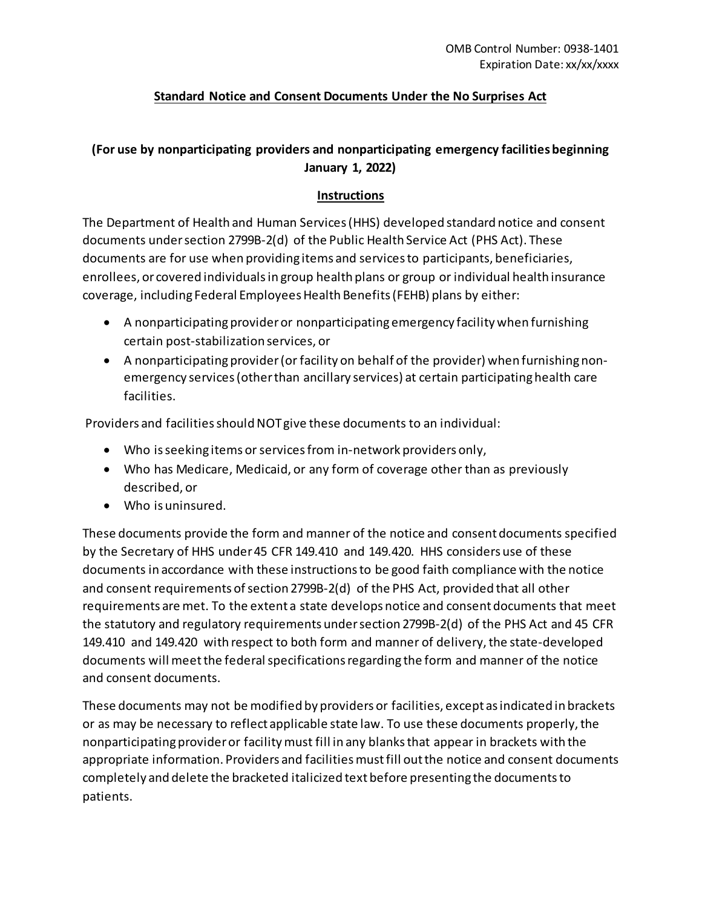OMB Control Number: 0938-1401
Expiration Date: xx/xx/xxxx

# Standard Notice and Consent Documents Under the No Surprises Act

## (For use by nonparticipating providers and nonparticipating emergency facilities beginning January 1, 2022)

### Instructions

The Department of Health and Human Services (HHS) developed standard notice and consent documents under section 2799B-2(d) of the Public Health Service Act (PHS Act). These documents are for use when providing items and services to participants, beneficiaries, enrollees, or covered individuals in group health plans or group or individual health insurance coverage, including Federal Employees Health Benefits (FEHB) plans by either:

- A nonparticipating provider or nonparticipating emergency facility when furnishing certain post-stabilization services, or
- A nonparticipating provider (or facility on behalf of the provider) when furnishing non-emergency services (other than ancillary services) at certain participating health care facilities.

Providers and facilities should NOT give these documents to an individual:

- Who is seeking items or services from in-network providers only,
- Who has Medicare, Medicaid, or any form of coverage other than as previously described, or
- Who is uninsured.

These documents provide the form and manner of the notice and consent documents specified by the Secretary of HHS under 45 CFR 149.410 and 149.420. HHS considers use of these documents in accordance with these instructions to be good faith compliance with the notice and consent requirements of section 2799B-2(d) of the PHS Act, provided that all other requirements are met. To the extent a state develops notice and consent documents that meet the statutory and regulatory requirements under section 2799B-2(d) of the PHS Act and 45 CFR 149.410 and 149.420 with respect to both form and manner of delivery, the state-developed documents will meet the federal specifications regarding the form and manner of the notice and consent documents.

These documents may not be modified by providers or facilities, except as indicated in brackets or as may be necessary to reflect applicable state law. To use these documents properly, the nonparticipating provider or facility must fill in any blanks that appear in brackets with the appropriate information. Providers and facilities must fill out the notice and consent documents completely and delete the bracketed italicized text before presenting the documents to patients.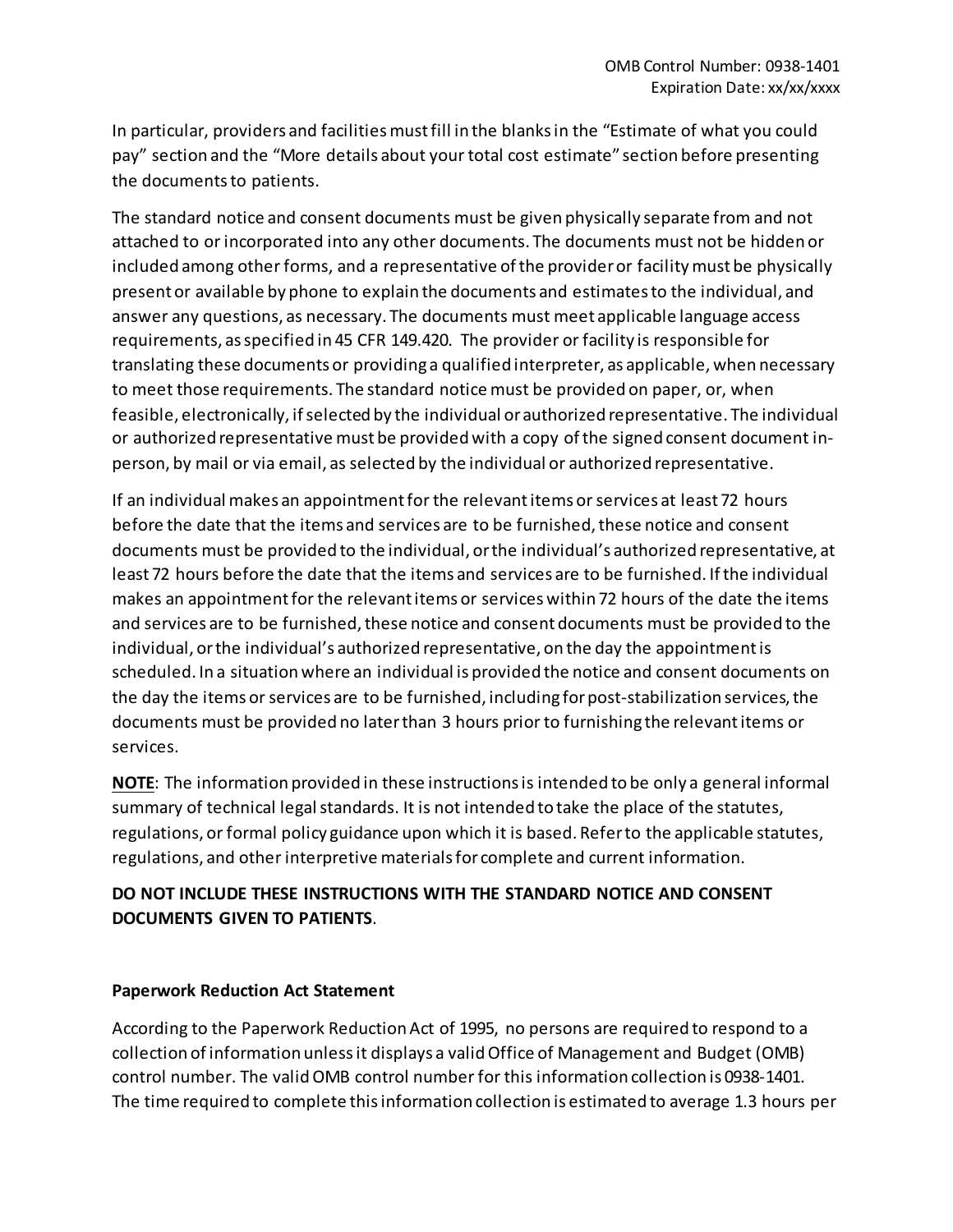In particular, providers and facilities must fill in the blanks in the "Estimate of what you could pay" section and the "More details about your total cost estimate" section before presenting the documents to patients.

The standard notice and consent documents must be given physically separate from and not attached to or incorporated into any other documents. The documents must not be hidden or included among other forms, and a representative of the provider or facility must be physically present or available by phone to explain the documents and estimates to the individual, and answer any questions, as necessary. The documents must meet applicable language access requirements, as specified in 45 CFR 149.420. The provider or facility is responsible for translating these documents or providing a qualified interpreter, as applicable, when necessary to meet those requirements. The standard notice must be provided on paper, or, when feasible, electronically, if selected by the individual or authorized representative. The individual or authorized representative must be provided with a copy of the signed consent document in-person, by mail or via email, as selected by the individual or authorized representative.

If an individual makes an appointment for the relevant items or services at least 72 hours before the date that the items and services are to be furnished, these notice and consent documents must be provided to the individual, or the individual's authorized representative, at least 72 hours before the date that the items and services are to be furnished. If the individual makes an appointment for the relevant items or services within 72 hours of the date the items and services are to be furnished, these notice and consent documents must be provided to the individual, or the individual's authorized representative, on the day the appointment is scheduled. In a situation where an individual is provided the notice and consent documents on the day the items or services are to be furnished, including for post-stabilization services, the documents must be provided no later than 3 hours prior to furnishing the relevant items or services.

**NOTE**: The information provided in these instructions is intended to be only a general informal summary of technical legal standards. It is not intended to take the place of the statutes, regulations, or formal policy guidance upon which it is based. Refer to the applicable statutes, regulations, and other interpretive materials for complete and current information.

**DO NOT INCLUDE THESE INSTRUCTIONS WITH THE STANDARD NOTICE AND CONSENT DOCUMENTS GIVEN TO PATIENTS**.

**Paperwork Reduction Act Statement**

According to the Paperwork Reduction Act of 1995, no persons are required to respond to a collection of information unless it displays a valid Office of Management and Budget (OMB) control number. The valid OMB control number for this information collection is 0938-1401. The time required to complete this information collection is estimated to average 1.3 hours per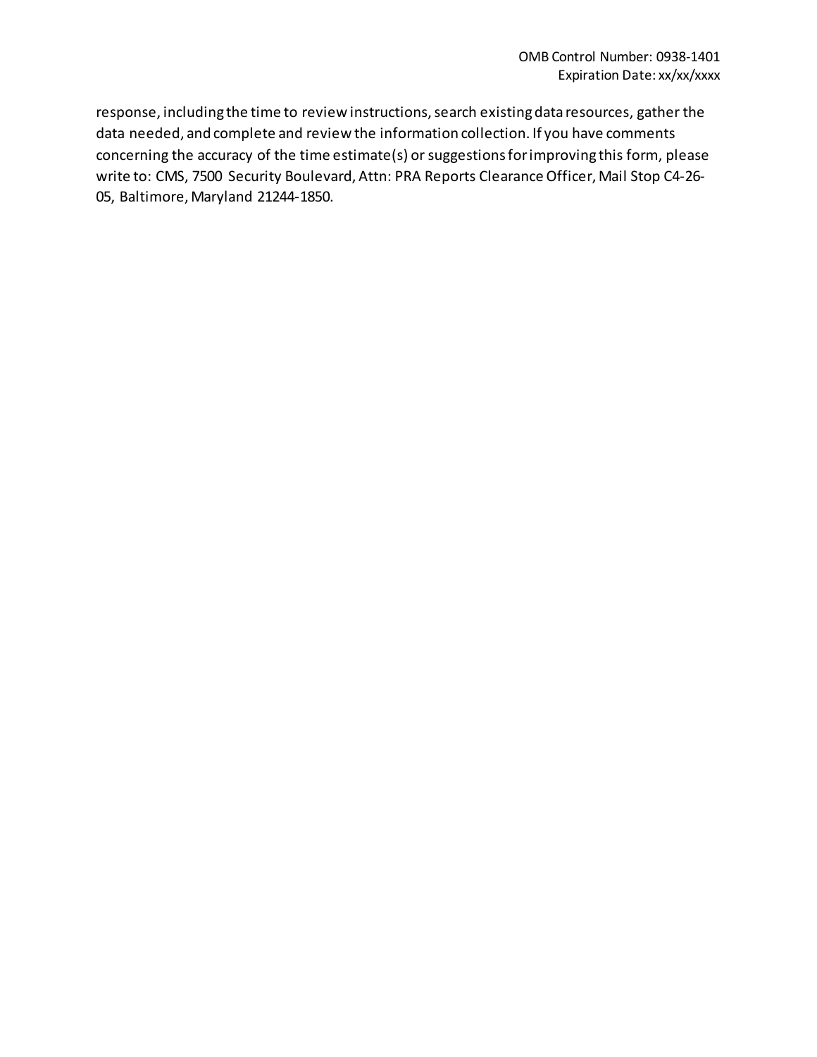response, including the time to review instructions, search existing data resources, gather the data needed, and complete and review the information collection. If you have comments concerning the accuracy of the time estimate(s) or suggestions for improving this form, please write to: CMS, 7500 Security Boulevard, Attn: PRA Reports Clearance Officer, Mail Stop C4-26-05, Baltimore, Maryland 21244-1850.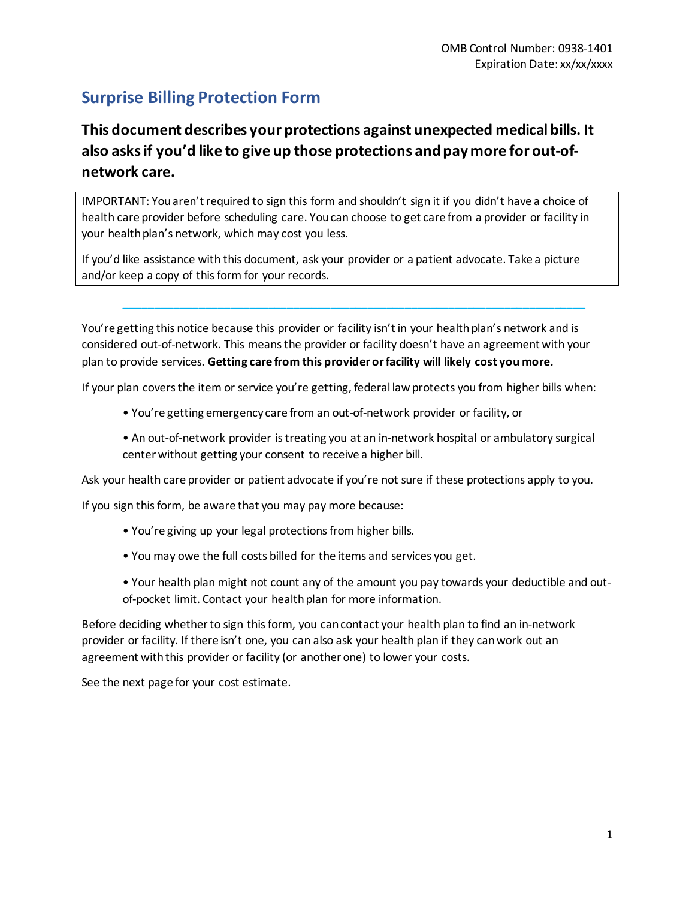OMB Control Number: 0938-1401
Expiration Date: xx/xx/xxxx

# Surprise Billing Protection Form

## This document describes your protections against unexpected medical bills. It also asks if you'd like to give up those protections and pay more for out-of-network care.

> IMPORTANT: You aren't required to sign this form and shouldn't sign it if you didn't have a choice of health care provider before scheduling care. You can choose to get care from a provider or facility in your health plan's network, which may cost you less.
>
> If you'd like assistance with this document, ask your provider or a patient advocate. Take a picture and/or keep a copy of this form for your records.

---

You're getting this notice because this provider or facility isn't in your health plan's network and is considered out-of-network. This means the provider or facility doesn't have an agreement with your plan to provide services. **Getting care from this provider or facility will likely cost you more.**

If your plan covers the item or service you're getting, federal law protects you from higher bills when:

- You're getting emergency care from an out-of-network provider or facility, or
- An out-of-network provider is treating you at an in-network hospital or ambulatory surgical center without getting your consent to receive a higher bill.

Ask your health care provider or patient advocate if you're not sure if these protections apply to you.

If you sign this form, be aware that you may pay more because:

- You're giving up your legal protections from higher bills.
- You may owe the full costs billed for the items and services you get.
- Your health plan might not count any of the amount you pay towards your deductible and out-of-pocket limit. Contact your health plan for more information.

Before deciding whether to sign this form, you can contact your health plan to find an in-network provider or facility. If there isn't one, you can also ask your health plan if they can work out an agreement with this provider or facility (or another one) to lower your costs.

See the next page for your cost estimate.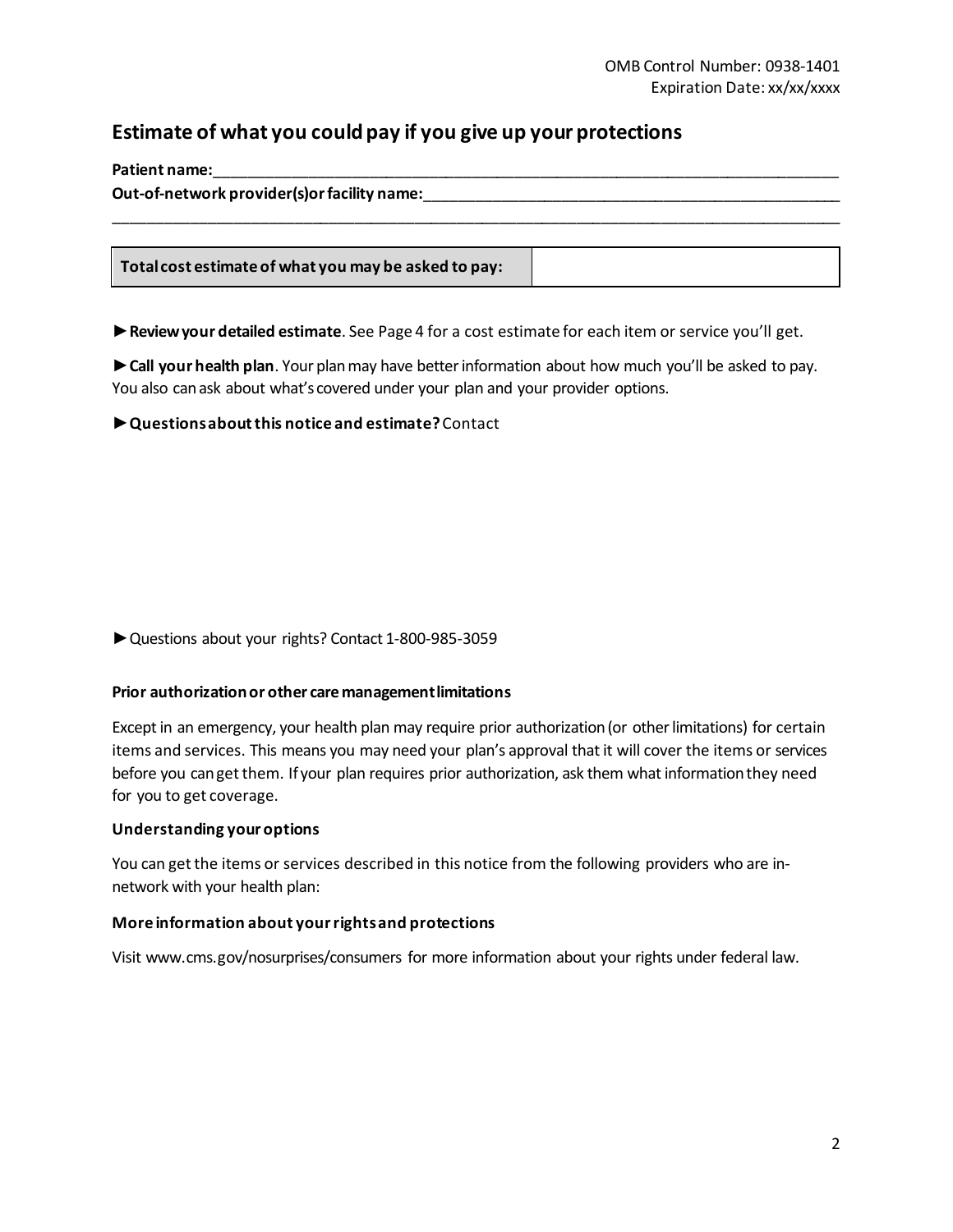OMB Control Number: 0938-1401
Expiration Date: xx/xx/xxxx

## Estimate of what you could pay if you give up your protections

**Patient name:**_______________________________________________________________________________

**Out-of-network provider(s) or facility name:**______________________________________________________

_____________________________________________________________________________________________

| **Total cost estimate of what you may be asked to pay:** | |
|---|---|

►**Review your detailed estimate**. See Page 4 for a cost estimate for each item or service you'll get.

►**Call your health plan**. Your plan may have better information about how much you'll be asked to pay. You also can ask about what's covered under your plan and your provider options.

►**Questions about this notice and estimate?** Contact

►Questions about your rights? Contact 1-800-985-3059

**Prior authorization or other care management limitations**

Except in an emergency, your health plan may require prior authorization (or other limitations) for certain items and services. This means you may need your plan's approval that it will cover the items or services before you can get them. If your plan requires prior authorization, ask them what information they need for you to get coverage.

**Understanding your options**

You can get the items or services described in this notice from the following providers who are in-network with your health plan:

**More information about your rights and protections**

Visit www.cms.gov/nosurprises/consumers for more information about your rights under federal law.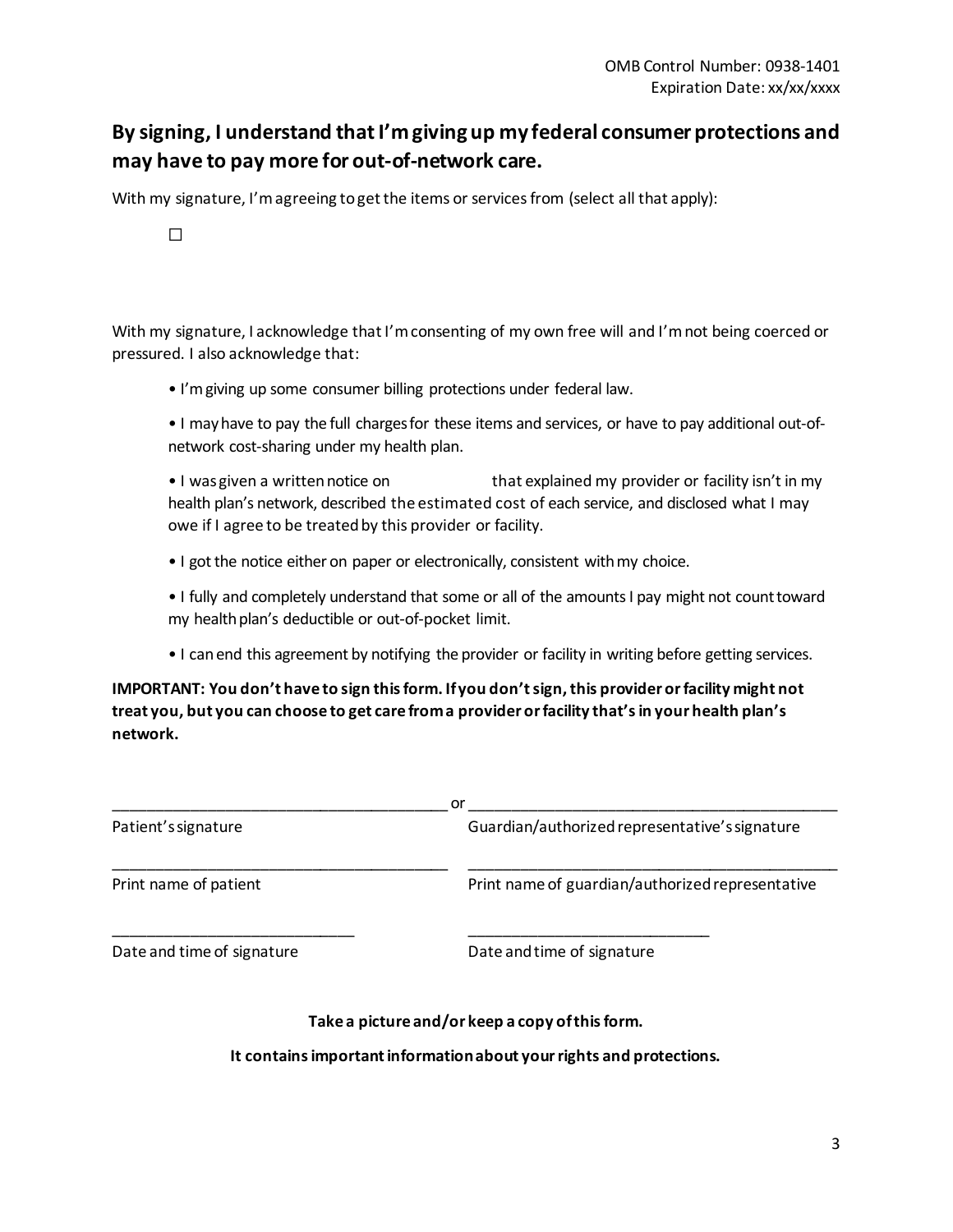OMB Control Number: 0938-1401
Expiration Date: xx/xx/xxxx

## By signing, I understand that I'm giving up my federal consumer protections and may have to pay more for out-of-network care.

With my signature, I'm agreeing to get the items or services from (select all that apply):

☐

With my signature, I acknowledge that I'm consenting of my own free will and I'm not being coerced or pressured. I also acknowledge that:

- I'm giving up some consumer billing protections under federal law.
- I may have to pay the full charges for these items and services, or have to pay additional out-of-network cost-sharing under my health plan.
- I was given a written notice on that explained my provider or facility isn't in my health plan's network, described the estimated cost of each service, and disclosed what I may owe if I agree to be treated by this provider or facility.
- I got the notice either on paper or electronically, consistent with my choice.
- I fully and completely understand that some or all of the amounts I pay might not count toward my health plan's deductible or out-of-pocket limit.
- I can end this agreement by notifying the provider or facility in writing before getting services.

**IMPORTANT: You don't have to sign this form. If you don't sign, this provider or facility might not treat you, but you can choose to get care from a provider or facility that's in your health plan's network.**

________________________________________ or ____________________________________________

Patient's signature — Guardian/authorized representative's signature

________________________________________ ____________________________________________

Print name of patient — Print name of guardian/authorized representative

____________________________ ____________________________

Date and time of signature — Date and time of signature

**Take a picture and/or keep a copy of this form.**

**It contains important information about your rights and protections.**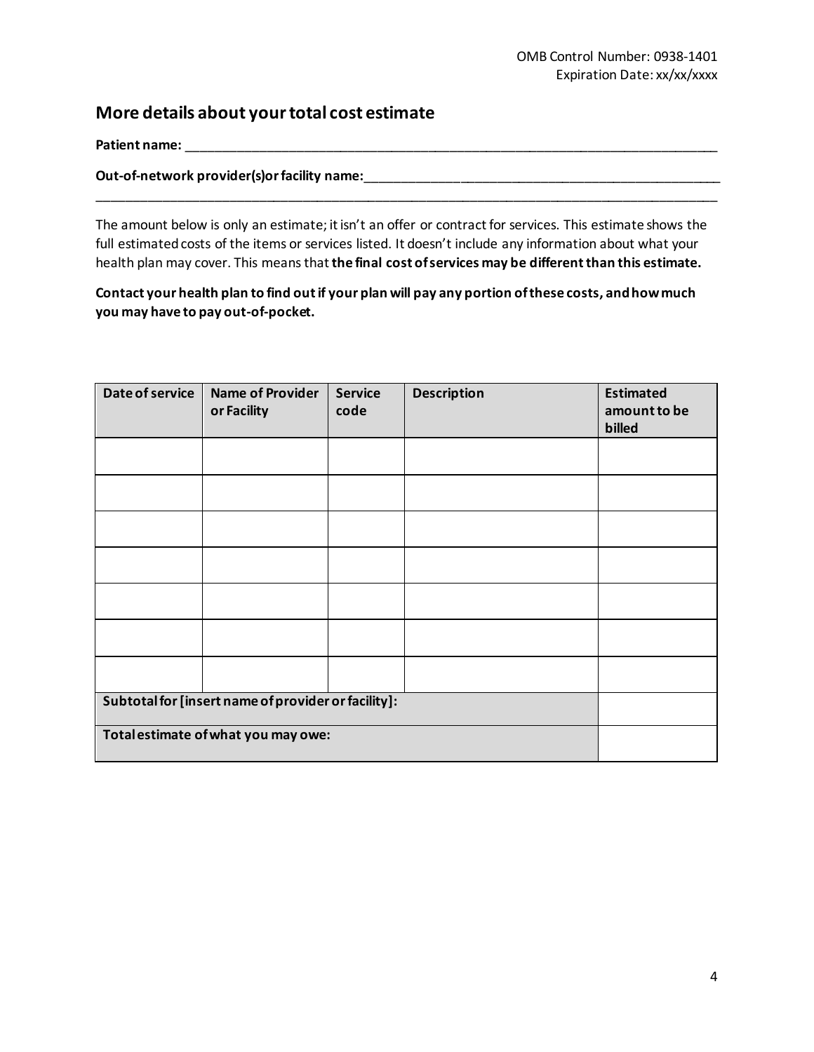OMB Control Number: 0938-1401
Expiration Date: xx/xx/xxxx

## More details about your total cost estimate

**Patient name:** ___________________________________________________________________________

**Out-of-network provider(s) or facility name:** ___________________________________________________
_____________________________________________________________________________________________

The amount below is only an estimate; it isn't an offer or contract for services. This estimate shows the full estimated costs of the items or services listed. It doesn't include any information about what your health plan may cover. This means that **the final cost of services may be different than this estimate.**

**Contact your health plan to find out if your plan will pay any portion of these costs, and how much you may have to pay out-of-pocket.**

| Date of service | Name of Provider or Facility | Service code | Description | Estimated amount to be billed |
|---|---|---|---|---|
| | | | | |
| | | | | |
| | | | | |
| | | | | |
| | | | | |
| | | | | |
| | | | | |
| **Subtotal for [insert name of provider or facility]:** | | | | |
| **Total estimate of what you may owe:** | | | | |